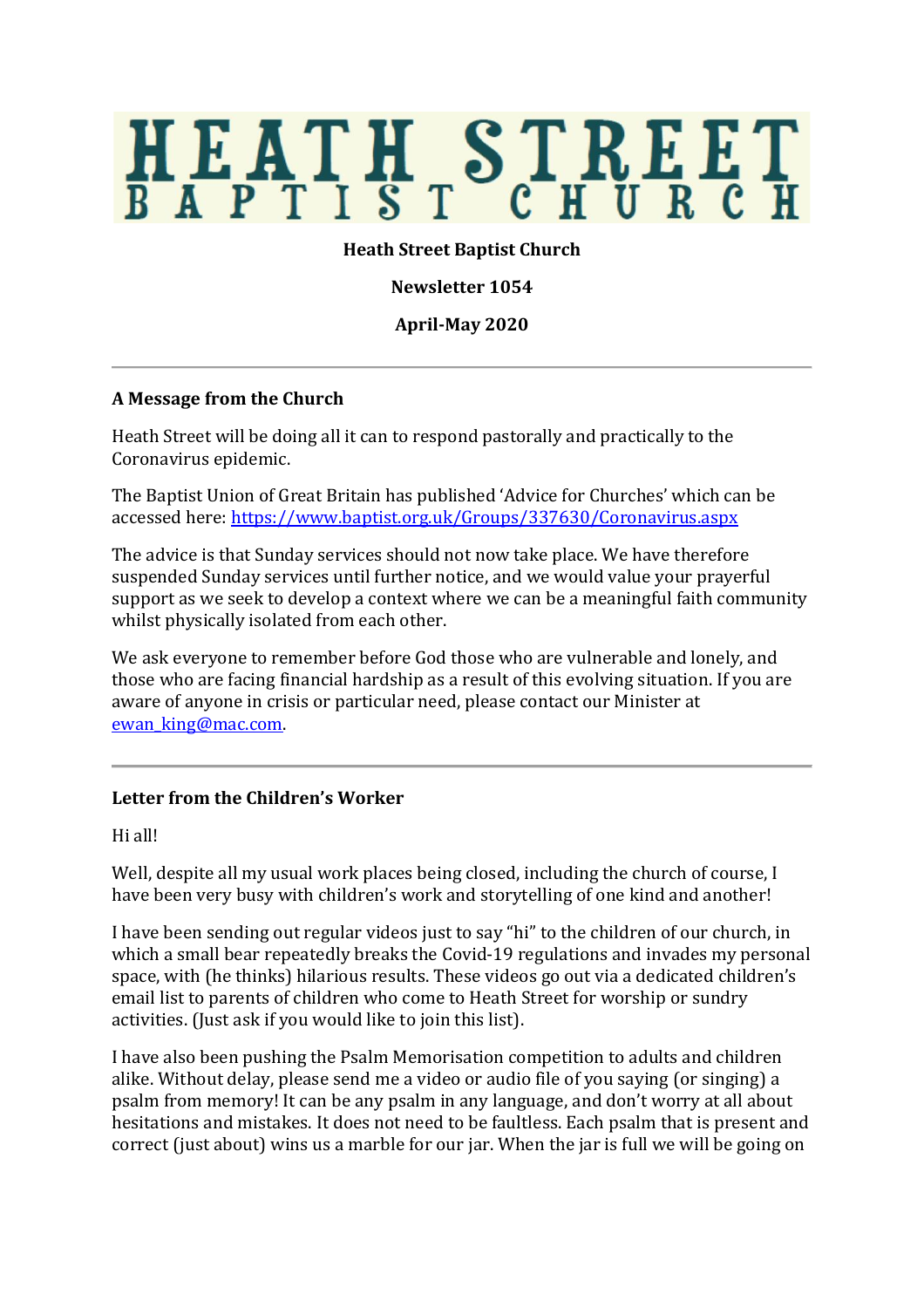# HEATH STREET BAPTIST CHURCH

**Heath Street Baptist Church**

**Newsletter 1054**

**April-May 2020**

---

### A Message from the Church

Heath Street will be doing all it can to respond pastorally and practically to the Coronavirus epidemic.

The Baptist Union of Great Britain has published 'Advice for Churches' which can be accessed here: https://www.baptist.org.uk/Groups/337630/Coronavirus.aspx

The advice is that Sunday services should not now take place. We have therefore suspended Sunday services until further notice, and we would value your prayerful support as we seek to develop a context where we can be a meaningful faith community whilst physically isolated from each other.

We ask everyone to remember before God those who are vulnerable and lonely, and those who are facing financial hardship as a result of this evolving situation. If you are aware of anyone in crisis or particular need, please contact our Minister at ewan_king@mac.com.

---

### Letter from the Children's Worker

Hi all!

Well, despite all my usual work places being closed, including the church of course, I have been very busy with children's work and storytelling of one kind and another!

I have been sending out regular videos just to say "hi" to the children of our church, in which a small bear repeatedly breaks the Covid-19 regulations and invades my personal space, with (he thinks) hilarious results. These videos go out via a dedicated children's email list to parents of children who come to Heath Street for worship or sundry activities. (Just ask if you would like to join this list).

I have also been pushing the Psalm Memorisation competition to adults and children alike. Without delay, please send me a video or audio file of you saying (or singing) a psalm from memory! It can be any psalm in any language, and don't worry at all about hesitations and mistakes. It does not need to be faultless. Each psalm that is present and correct (just about) wins us a marble for our jar. When the jar is full we will be going on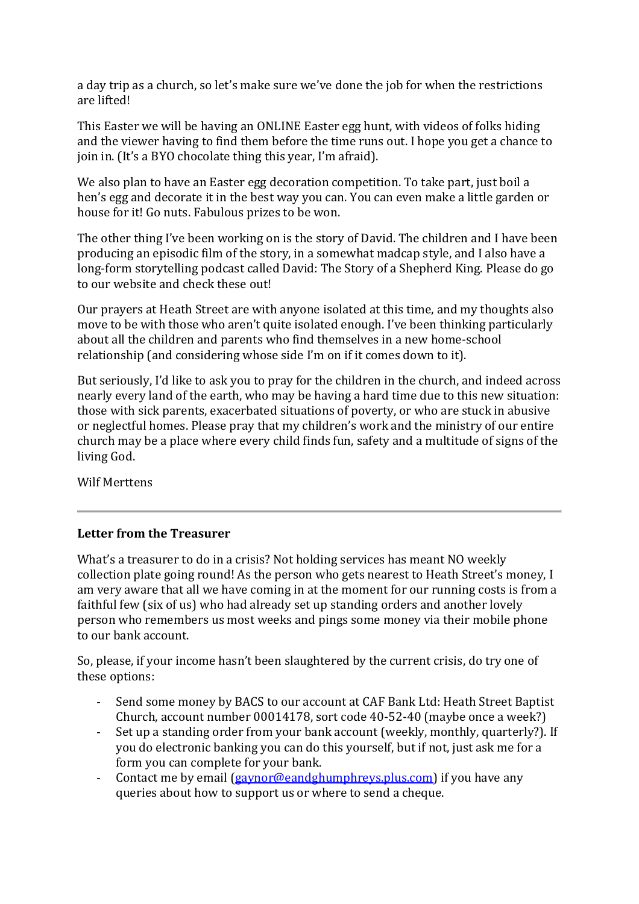a day trip as a church, so let's make sure we've done the job for when the restrictions are lifted!

This Easter we will be having an ONLINE Easter egg hunt, with videos of folks hiding and the viewer having to find them before the time runs out. I hope you get a chance to join in. (It's a BYO chocolate thing this year, I'm afraid).

We also plan to have an Easter egg decoration competition. To take part, just boil a hen's egg and decorate it in the best way you can. You can even make a little garden or house for it! Go nuts. Fabulous prizes to be won.

The other thing I've been working on is the story of David. The children and I have been producing an episodic film of the story, in a somewhat madcap style, and I also have a long-form storytelling podcast called David: The Story of a Shepherd King. Please do go to our website and check these out!

Our prayers at Heath Street are with anyone isolated at this time, and my thoughts also move to be with those who aren't quite isolated enough. I've been thinking particularly about all the children and parents who find themselves in a new home-school relationship (and considering whose side I'm on if it comes down to it).

But seriously, I'd like to ask you to pray for the children in the church, and indeed across nearly every land of the earth, who may be having a hard time due to this new situation: those with sick parents, exacerbated situations of poverty, or who are stuck in abusive or neglectful homes. Please pray that my children's work and the ministry of our entire church may be a place where every child finds fun, safety and a multitude of signs of the living God.

Wilf Merttens

---

**Letter from the Treasurer**

What's a treasurer to do in a crisis? Not holding services has meant NO weekly collection plate going round! As the person who gets nearest to Heath Street's money, I am very aware that all we have coming in at the moment for our running costs is from a faithful few (six of us) who had already set up standing orders and another lovely person who remembers us most weeks and pings some money via their mobile phone to our bank account.

So, please, if your income hasn't been slaughtered by the current crisis, do try one of these options:

- Send some money by BACS to our account at CAF Bank Ltd: Heath Street Baptist Church, account number 00014178, sort code 40-52-40 (maybe once a week?)
- Set up a standing order from your bank account (weekly, monthly, quarterly?). If you do electronic banking you can do this yourself, but if not, just ask me for a form you can complete for your bank.
- Contact me by email (gaynor@eandghumphreys.plus.com) if you have any queries about how to support us or where to send a cheque.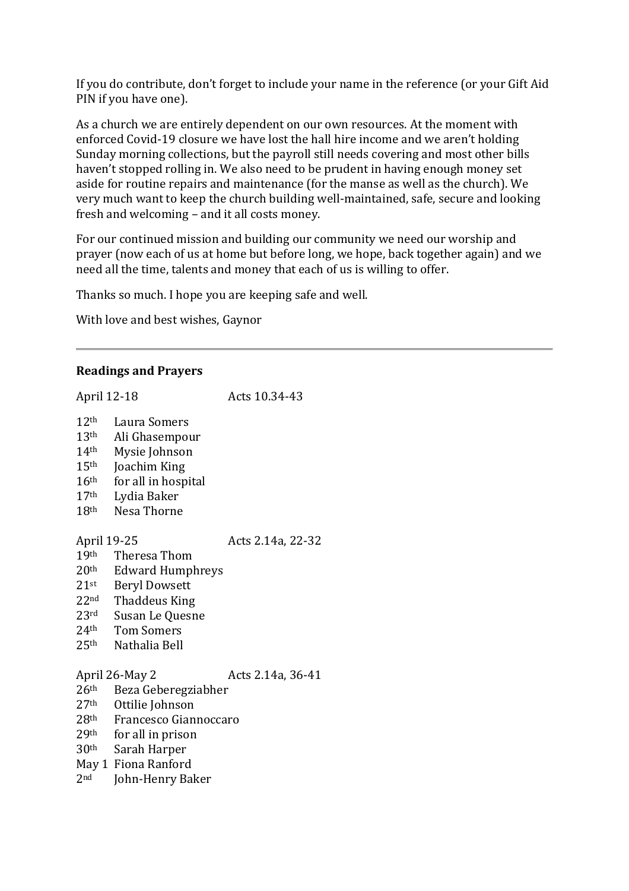If you do contribute, don't forget to include your name in the reference (or your Gift Aid PIN if you have one).

As a church we are entirely dependent on our own resources. At the moment with enforced Covid-19 closure we have lost the hall hire income and we aren't holding Sunday morning collections, but the payroll still needs covering and most other bills haven't stopped rolling in. We also need to be prudent in having enough money set aside for routine repairs and maintenance (for the manse as well as the church). We very much want to keep the church building well-maintained, safe, secure and looking fresh and welcoming – and it all costs money.

For our continued mission and building our community we need our worship and prayer (now each of us at home but before long, we hope, back together again) and we need all the time, talents and money that each of us is willing to offer.

Thanks so much. I hope you are keeping safe and well.

With love and best wishes, Gaynor

---

**Readings and Prayers**

April 12-18 Acts 10.34-43

- 12th Laura Somers
- 13th Ali Ghasempour
- 14th Mysie Johnson
- 15th Joachim King
- 16th for all in hospital
- 17th Lydia Baker
- 18th Nesa Thorne

April 19-25 Acts 2.14a, 22-32

- 19th Theresa Thom
- 20th Edward Humphreys
- 21st Beryl Dowsett
- 22nd Thaddeus King
- 23rd Susan Le Quesne
- 24th Tom Somers
- 25th Nathalia Bell

April 26-May 2 Acts 2.14a, 36-41

- 26th Beza Geberegziabher
- 27th Ottilie Johnson
- 28th Francesco Giannoccaro
- 29th for all in prison
- 30th Sarah Harper
- May 1 Fiona Ranford
- 2nd John-Henry Baker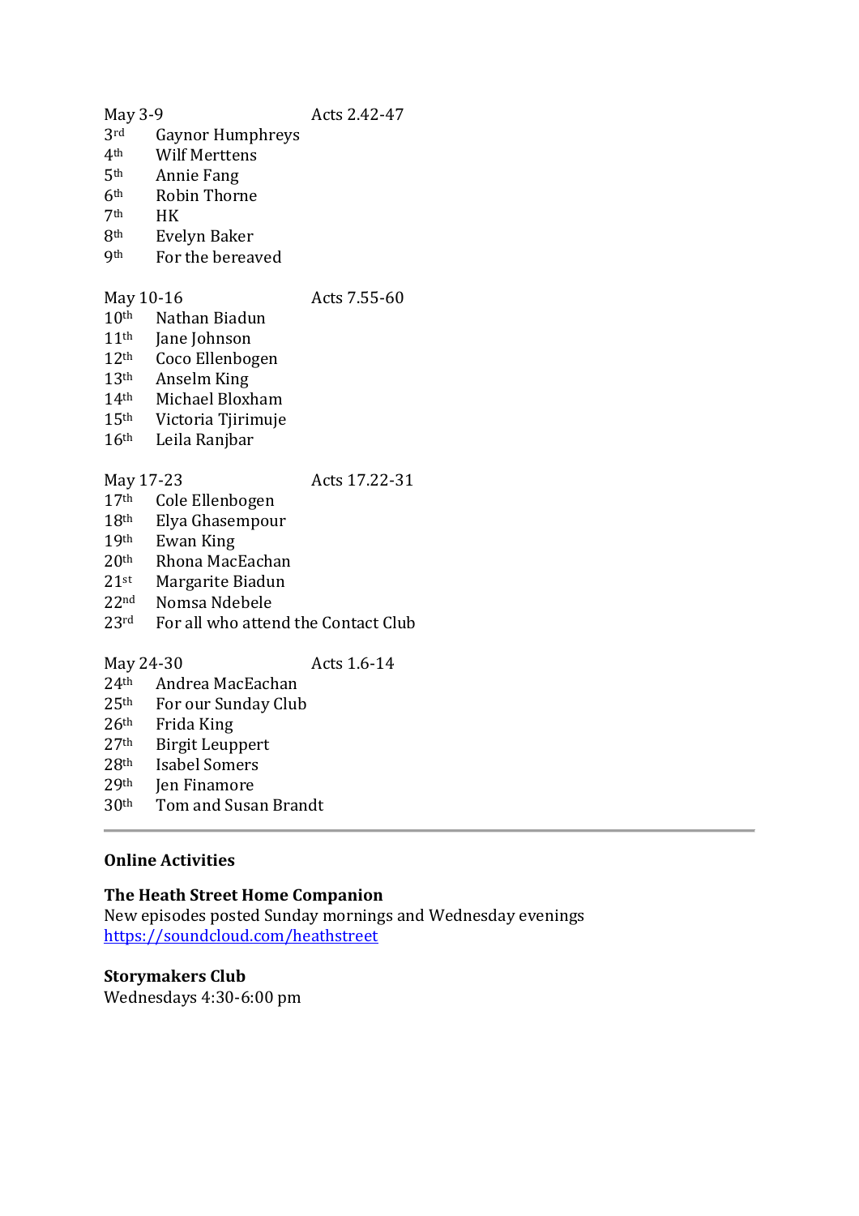May 3-9 Acts 2.42-47

3rd Gaynor Humphreys
4th Wilf Merttens
5th Annie Fang
6th Robin Thorne
7th HK
8th Evelyn Baker
9th For the bereaved

May 10-16 Acts 7.55-60

10th Nathan Biadun
11th Jane Johnson
12th Coco Ellenbogen
13th Anselm King
14th Michael Bloxham
15th Victoria Tjirimuje
16th Leila Ranjbar

May 17-23 Acts 17.22-31

17th Cole Ellenbogen
18th Elya Ghasempour
19th Ewan King
20th Rhona MacEachan
21st Margarite Biadun
22nd Nomsa Ndebele
23rd For all who attend the Contact Club

May 24-30 Acts 1.6-14

24th Andrea MacEachan
25th For our Sunday Club
26th Frida King
27th Birgit Leuppert
28th Isabel Somers
29th Jen Finamore
30th Tom and Susan Brandt

---

**Online Activities**

**The Heath Street Home Companion**
New episodes posted Sunday mornings and Wednesday evenings
https://soundcloud.com/heathstreet

**Storymakers Club**
Wednesdays 4:30-6:00 pm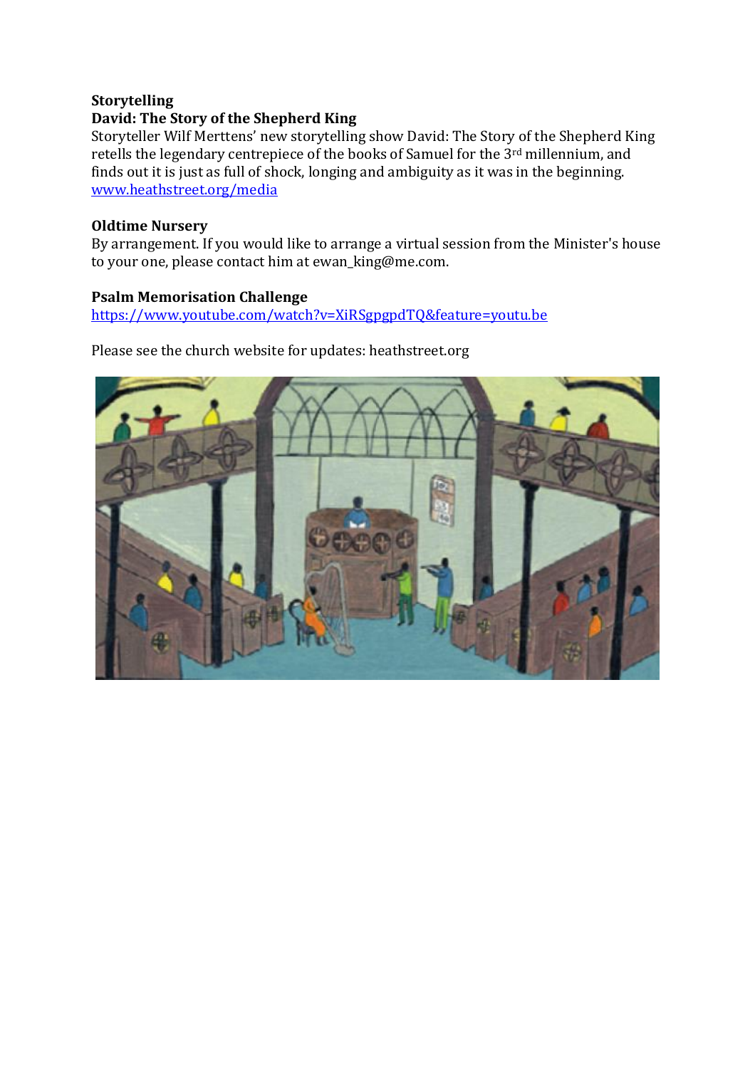**Storytelling**

**David: The Story of the Shepherd King**

Storyteller Wilf Merttens' new storytelling show David: The Story of the Shepherd King retells the legendary centrepiece of the books of Samuel for the 3rd millennium, and finds out it is just as full of shock, longing and ambiguity as it was in the beginning.

www.heathstreet.org/media

**Oldtime Nursery**

By arrangement. If you would like to arrange a virtual session from the Minister's house to your one, please contact him at ewan_king@me.com.

**Psalm Memorisation Challenge**

https://www.youtube.com/watch?v=XiRSgpgpdTQ&feature=youtu.be

Please see the church website for updates: heathstreet.org